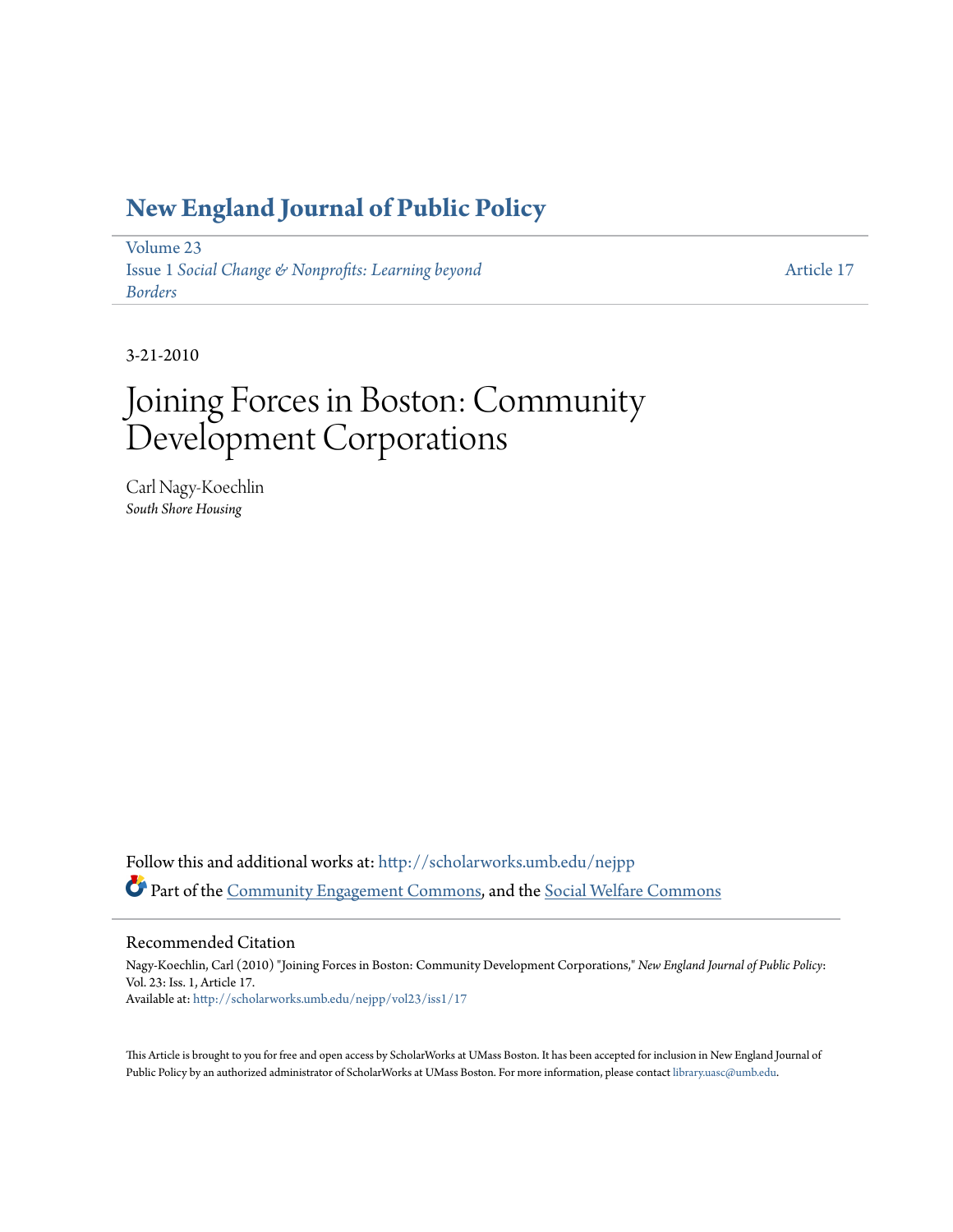# New England Journal of Public Policy

Volume 23
Issue 1 *Social Change & Nonprofits: Learning beyond Borders*

Article 17

3-21-2010

# Joining Forces in Boston: Community Development Corporations

Carl Nagy-Koechlin
*South Shore Housing*

Follow this and additional works at: http://scholarworks.umb.edu/nejpp

Part of the Community Engagement Commons, and the Social Welfare Commons

## Recommended Citation

Nagy-Koechlin, Carl (2010) "Joining Forces in Boston: Community Development Corporations," *New England Journal of Public Policy*: Vol. 23: Iss. 1, Article 17.
Available at: http://scholarworks.umb.edu/nejpp/vol23/iss1/17

This Article is brought to you for free and open access by ScholarWorks at UMass Boston. It has been accepted for inclusion in New England Journal of Public Policy by an authorized administrator of ScholarWorks at UMass Boston. For more information, please contact library.uasc@umb.edu.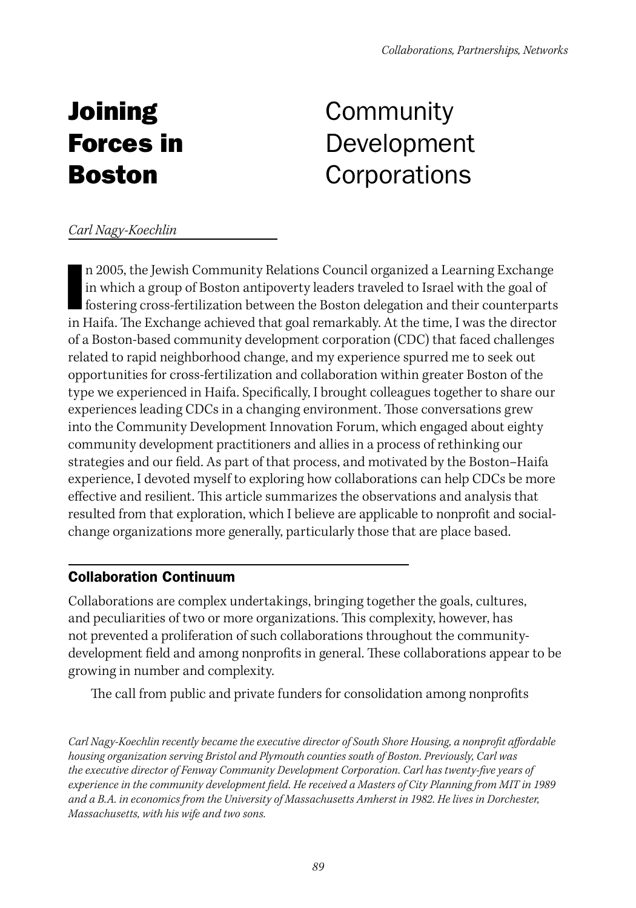# Joining Forces in Boston

## Community Development Corporations

*Carl Nagy-Koechlin*

In 2005, the Jewish Community Relations Council organized a Learning Exchange in which a group of Boston antipoverty leaders traveled to Israel with the goal of fostering cross-fertilization between the Boston delegation and their counterparts in Haifa. The Exchange achieved that goal remarkably. At the time, I was the director of a Boston-based community development corporation (CDC) that faced challenges related to rapid neighborhood change, and my experience spurred me to seek out opportunities for cross-fertilization and collaboration within greater Boston of the type we experienced in Haifa. Specifically, I brought colleagues together to share our experiences leading CDCs in a changing environment. Those conversations grew into the Community Development Innovation Forum, which engaged about eighty community development practitioners and allies in a process of rethinking our strategies and our field. As part of that process, and motivated by the Boston–Haifa experience, I devoted myself to exploring how collaborations can help CDCs be more effective and resilient. This article summarizes the observations and analysis that resulted from that exploration, which I believe are applicable to nonprofit and social-change organizations more generally, particularly those that are place based.

### Collaboration Continuum

Collaborations are complex undertakings, bringing together the goals, cultures, and peculiarities of two or more organizations. This complexity, however, has not prevented a proliferation of such collaborations throughout the community-development field and among nonprofits in general. These collaborations appear to be growing in number and complexity.

The call from public and private funders for consolidation among nonprofits

*Carl Nagy-Koechlin recently became the executive director of South Shore Housing, a nonprofit affordable housing organization serving Bristol and Plymouth counties south of Boston. Previously, Carl was the executive director of Fenway Community Development Corporation. Carl has twenty-five years of experience in the community development field. He received a Masters of City Planning from MIT in 1989 and a B.A. in economics from the University of Massachusetts Amherst in 1982. He lives in Dorchester, Massachusetts, with his wife and two sons.*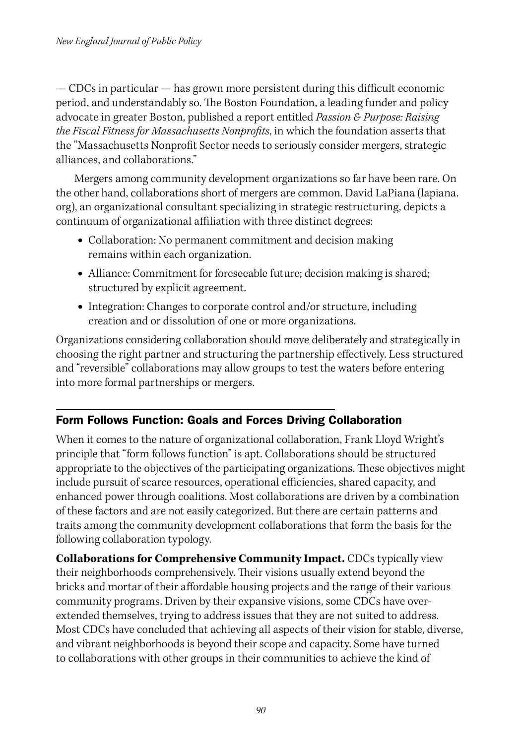— CDCs in particular — has grown more persistent during this difficult economic period, and understandably so. The Boston Foundation, a leading funder and policy advocate in greater Boston, published a report entitled *Passion & Purpose: Raising the Fiscal Fitness for Massachusetts Nonprofits*, in which the foundation asserts that the "Massachusetts Nonprofit Sector needs to seriously consider mergers, strategic alliances, and collaborations."

Mergers among community development organizations so far have been rare. On the other hand, collaborations short of mergers are common. David LaPiana (lapiana.org), an organizational consultant specializing in strategic restructuring, depicts a continuum of organizational affiliation with three distinct degrees:

- Collaboration: No permanent commitment and decision making remains within each organization.
- Alliance: Commitment for foreseeable future; decision making is shared; structured by explicit agreement.
- Integration: Changes to corporate control and/or structure, including creation and or dissolution of one or more organizations.

Organizations considering collaboration should move deliberately and strategically in choosing the right partner and structuring the partnership effectively. Less structured and "reversible" collaborations may allow groups to test the waters before entering into more formal partnerships or mergers.

## Form Follows Function: Goals and Forces Driving Collaboration

When it comes to the nature of organizational collaboration, Frank Lloyd Wright's principle that "form follows function" is apt. Collaborations should be structured appropriate to the objectives of the participating organizations. These objectives might include pursuit of scarce resources, operational efficiencies, shared capacity, and enhanced power through coalitions. Most collaborations are driven by a combination of these factors and are not easily categorized. But there are certain patterns and traits among the community development collaborations that form the basis for the following collaboration typology.

**Collaborations for Comprehensive Community Impact.** CDCs typically view their neighborhoods comprehensively. Their visions usually extend beyond the bricks and mortar of their affordable housing projects and the range of their various community programs. Driven by their expansive visions, some CDCs have over-extended themselves, trying to address issues that they are not suited to address. Most CDCs have concluded that achieving all aspects of their vision for stable, diverse, and vibrant neighborhoods is beyond their scope and capacity. Some have turned to collaborations with other groups in their communities to achieve the kind of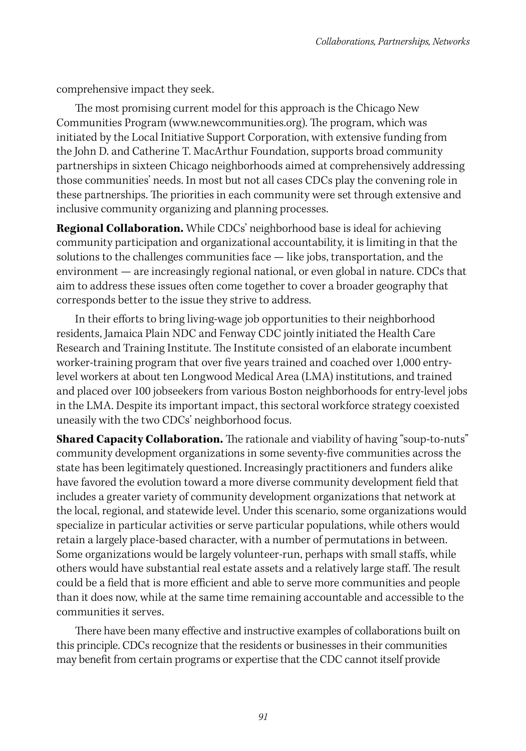comprehensive impact they seek.

The most promising current model for this approach is the Chicago New Communities Program (www.newcommunities.org). The program, which was initiated by the Local Initiative Support Corporation, with extensive funding from the John D. and Catherine T. MacArthur Foundation, supports broad community partnerships in sixteen Chicago neighborhoods aimed at comprehensively addressing those communities' needs. In most but not all cases CDCs play the convening role in these partnerships. The priorities in each community were set through extensive and inclusive community organizing and planning processes.

**Regional Collaboration.** While CDCs' neighborhood base is ideal for achieving community participation and organizational accountability, it is limiting in that the solutions to the challenges communities face — like jobs, transportation, and the environment — are increasingly regional national, or even global in nature. CDCs that aim to address these issues often come together to cover a broader geography that corresponds better to the issue they strive to address.

In their efforts to bring living-wage job opportunities to their neighborhood residents, Jamaica Plain NDC and Fenway CDC jointly initiated the Health Care Research and Training Institute. The Institute consisted of an elaborate incumbent worker-training program that over five years trained and coached over 1,000 entry-level workers at about ten Longwood Medical Area (LMA) institutions, and trained and placed over 100 jobseekers from various Boston neighborhoods for entry-level jobs in the LMA. Despite its important impact, this sectoral workforce strategy coexisted uneasily with the two CDCs' neighborhood focus.

**Shared Capacity Collaboration.** The rationale and viability of having "soup-to-nuts" community development organizations in some seventy-five communities across the state has been legitimately questioned. Increasingly practitioners and funders alike have favored the evolution toward a more diverse community development field that includes a greater variety of community development organizations that network at the local, regional, and statewide level. Under this scenario, some organizations would specialize in particular activities or serve particular populations, while others would retain a largely place-based character, with a number of permutations in between. Some organizations would be largely volunteer-run, perhaps with small staffs, while others would have substantial real estate assets and a relatively large staff. The result could be a field that is more efficient and able to serve more communities and people than it does now, while at the same time remaining accountable and accessible to the communities it serves.

There have been many effective and instructive examples of collaborations built on this principle. CDCs recognize that the residents or businesses in their communities may benefit from certain programs or expertise that the CDC cannot itself provide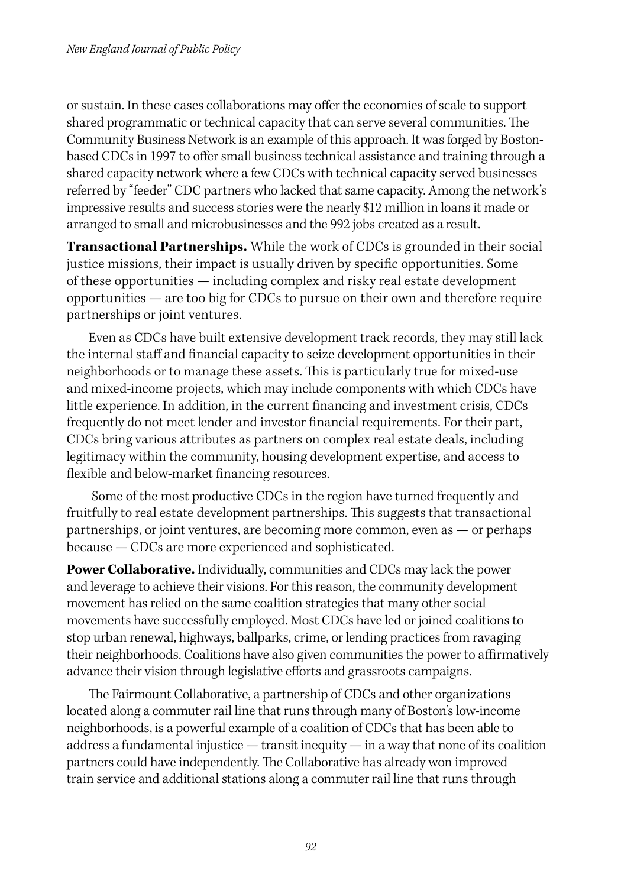or sustain. In these cases collaborations may offer the economies of scale to support shared programmatic or technical capacity that can serve several communities. The Community Business Network is an example of this approach. It was forged by Boston-based CDCs in 1997 to offer small business technical assistance and training through a shared capacity network where a few CDCs with technical capacity served businesses referred by "feeder" CDC partners who lacked that same capacity. Among the network's impressive results and success stories were the nearly $12 million in loans it made or arranged to small and microbusinesses and the 992 jobs created as a result.

**Transactional Partnerships.** While the work of CDCs is grounded in their social justice missions, their impact is usually driven by specific opportunities. Some of these opportunities — including complex and risky real estate development opportunities — are too big for CDCs to pursue on their own and therefore require partnerships or joint ventures.

Even as CDCs have built extensive development track records, they may still lack the internal staff and financial capacity to seize development opportunities in their neighborhoods or to manage these assets. This is particularly true for mixed-use and mixed-income projects, which may include components with which CDCs have little experience. In addition, in the current financing and investment crisis, CDCs frequently do not meet lender and investor financial requirements. For their part, CDCs bring various attributes as partners on complex real estate deals, including legitimacy within the community, housing development expertise, and access to flexible and below-market financing resources.

Some of the most productive CDCs in the region have turned frequently and fruitfully to real estate development partnerships. This suggests that transactional partnerships, or joint ventures, are becoming more common, even as — or perhaps because — CDCs are more experienced and sophisticated.

**Power Collaborative.** Individually, communities and CDCs may lack the power and leverage to achieve their visions. For this reason, the community development movement has relied on the same coalition strategies that many other social movements have successfully employed. Most CDCs have led or joined coalitions to stop urban renewal, highways, ballparks, crime, or lending practices from ravaging their neighborhoods. Coalitions have also given communities the power to affirmatively advance their vision through legislative efforts and grassroots campaigns.

The Fairmount Collaborative, a partnership of CDCs and other organizations located along a commuter rail line that runs through many of Boston's low-income neighborhoods, is a powerful example of a coalition of CDCs that has been able to address a fundamental injustice — transit inequity — in a way that none of its coalition partners could have independently. The Collaborative has already won improved train service and additional stations along a commuter rail line that runs through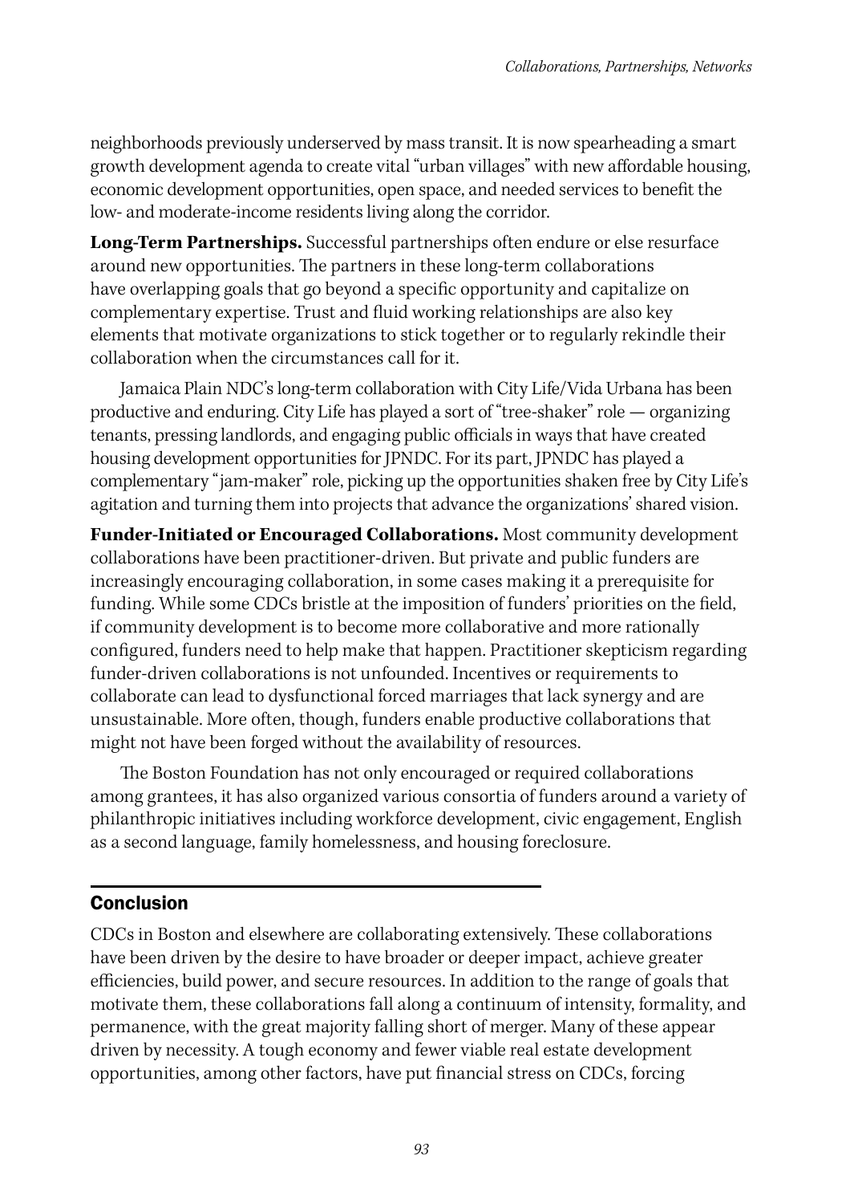neighborhoods previously underserved by mass transit. It is now spearheading a smart growth development agenda to create vital "urban villages" with new affordable housing, economic development opportunities, open space, and needed services to benefit the low- and moderate-income residents living along the corridor.

**Long-Term Partnerships.** Successful partnerships often endure or else resurface around new opportunities. The partners in these long-term collaborations have overlapping goals that go beyond a specific opportunity and capitalize on complementary expertise. Trust and fluid working relationships are also key elements that motivate organizations to stick together or to regularly rekindle their collaboration when the circumstances call for it.

Jamaica Plain NDC's long-term collaboration with City Life/Vida Urbana has been productive and enduring. City Life has played a sort of "tree-shaker" role — organizing tenants, pressing landlords, and engaging public officials in ways that have created housing development opportunities for JPNDC. For its part, JPNDC has played a complementary "jam-maker" role, picking up the opportunities shaken free by City Life's agitation and turning them into projects that advance the organizations' shared vision.

**Funder-Initiated or Encouraged Collaborations.** Most community development collaborations have been practitioner-driven. But private and public funders are increasingly encouraging collaboration, in some cases making it a prerequisite for funding. While some CDCs bristle at the imposition of funders' priorities on the field, if community development is to become more collaborative and more rationally configured, funders need to help make that happen. Practitioner skepticism regarding funder-driven collaborations is not unfounded. Incentives or requirements to collaborate can lead to dysfunctional forced marriages that lack synergy and are unsustainable. More often, though, funders enable productive collaborations that might not have been forged without the availability of resources.

The Boston Foundation has not only encouraged or required collaborations among grantees, it has also organized various consortia of funders around a variety of philanthropic initiatives including workforce development, civic engagement, English as a second language, family homelessness, and housing foreclosure.

## Conclusion

CDCs in Boston and elsewhere are collaborating extensively. These collaborations have been driven by the desire to have broader or deeper impact, achieve greater efficiencies, build power, and secure resources. In addition to the range of goals that motivate them, these collaborations fall along a continuum of intensity, formality, and permanence, with the great majority falling short of merger. Many of these appear driven by necessity. A tough economy and fewer viable real estate development opportunities, among other factors, have put financial stress on CDCs, forcing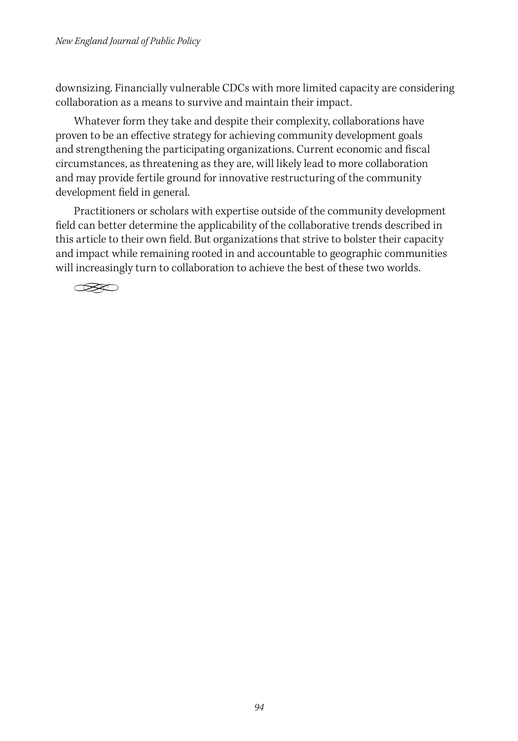downsizing. Financially vulnerable CDCs with more limited capacity are considering collaboration as a means to survive and maintain their impact.

Whatever form they take and despite their complexity, collaborations have proven to be an effective strategy for achieving community development goals and strengthening the participating organizations. Current economic and fiscal circumstances, as threatening as they are, will likely lead to more collaboration and may provide fertile ground for innovative restructuring of the community development field in general.

Practitioners or scholars with expertise outside of the community development field can better determine the applicability of the collaborative trends described in this article to their own field. But organizations that strive to bolster their capacity and impact while remaining rooted in and accountable to geographic communities will increasingly turn to collaboration to achieve the best of these two worlds.